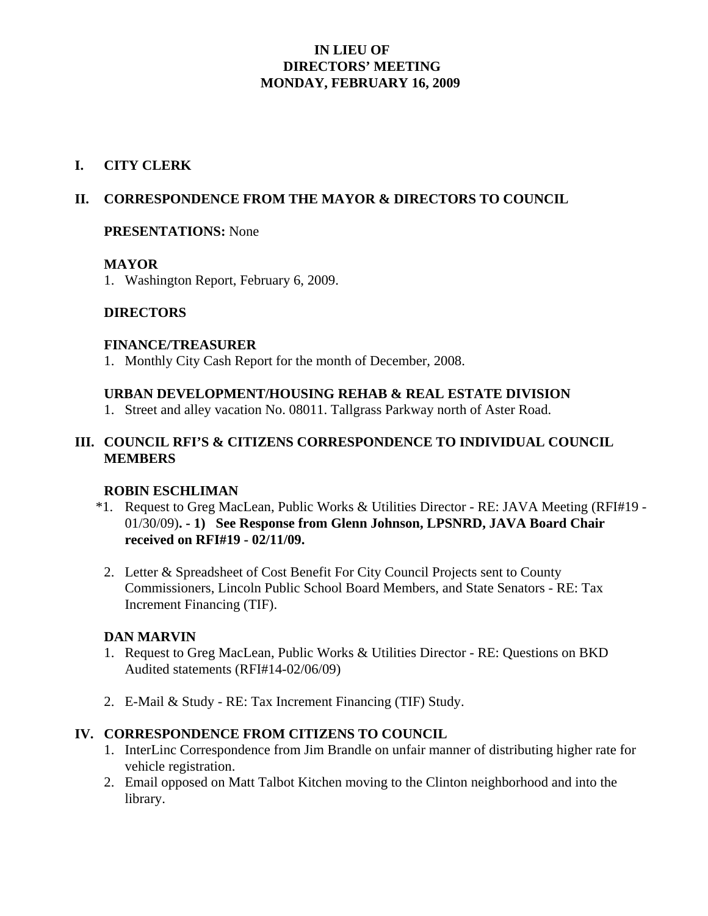# IN LIEU OF
# DIRECTORS' MEETING
# MONDAY, FEBRUARY 16, 2009

## I. CITY CLERK

## II. CORRESPONDENCE FROM THE MAYOR & DIRECTORS TO COUNCIL

**PRESENTATIONS:** None

### MAYOR

1. Washington Report, February 6, 2009.

### DIRECTORS

#### FINANCE/TREASURER

1. Monthly City Cash Report for the month of December, 2008.

#### URBAN DEVELOPMENT/HOUSING REHAB & REAL ESTATE DIVISION

1. Street and alley vacation No. 08011. Tallgrass Parkway north of Aster Road.

## III. COUNCIL RFI'S & CITIZENS CORRESPONDENCE TO INDIVIDUAL COUNCIL MEMBERS

### ROBIN ESCHLIMAN

*1. Request to Greg MacLean, Public Works & Utilities Director - RE: JAVA Meeting (RFI#19 - 01/30/09)**. - 1) See Response from Glenn Johnson, LPSNRD, JAVA Board Chair received on RFI#19 - 02/11/09.**

2. Letter & Spreadsheet of Cost Benefit For City Council Projects sent to County Commissioners, Lincoln Public School Board Members, and State Senators - RE: Tax Increment Financing (TIF).

### DAN MARVIN

1. Request to Greg MacLean, Public Works & Utilities Director - RE: Questions on BKD Audited statements (RFI#14-02/06/09)

2. E-Mail & Study - RE: Tax Increment Financing (TIF) Study.

## IV. CORRESPONDENCE FROM CITIZENS TO COUNCIL

1. InterLinc Correspondence from Jim Brandle on unfair manner of distributing higher rate for vehicle registration.
2. Email opposed on Matt Talbot Kitchen moving to the Clinton neighborhood and into the library.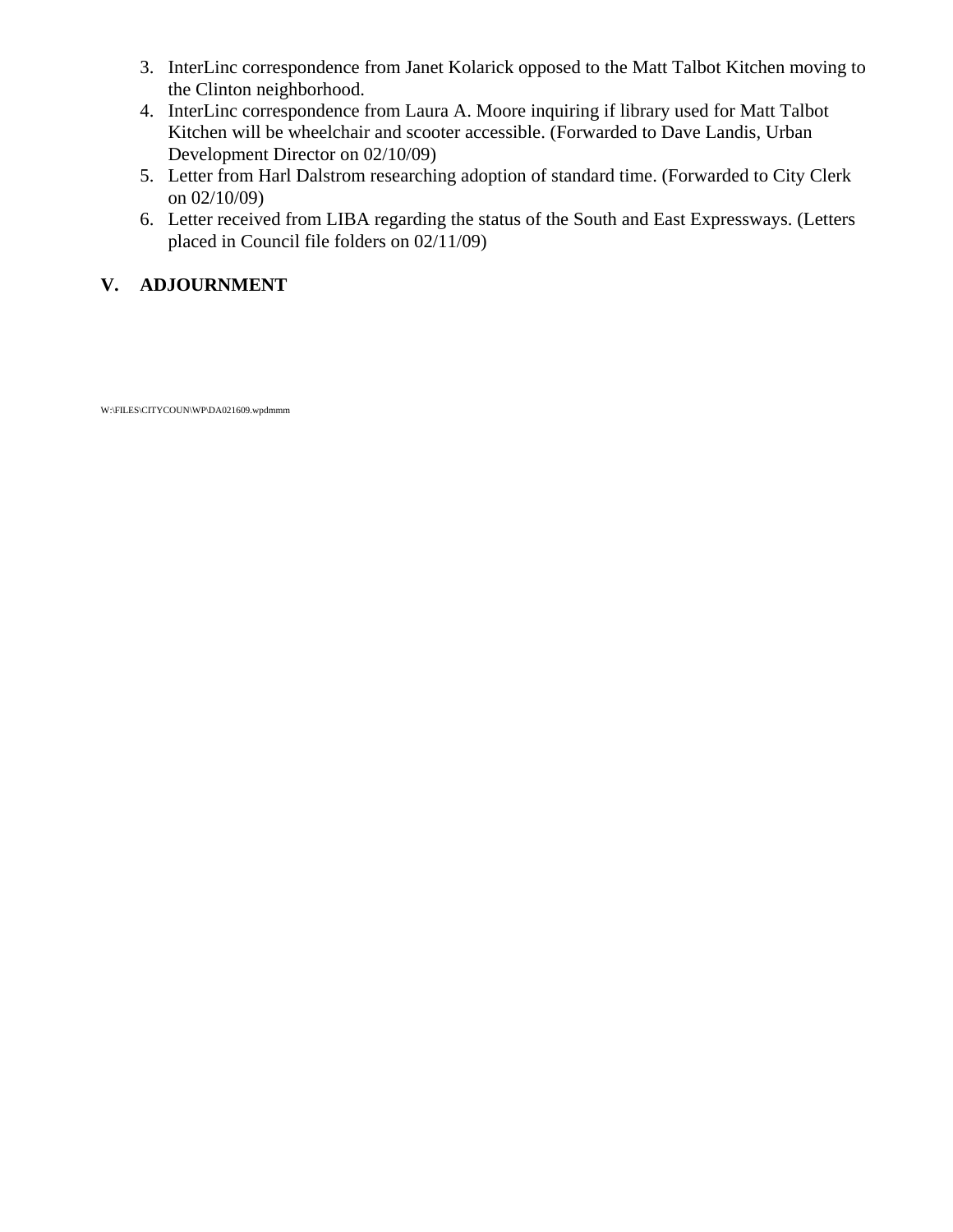3. InterLinc correspondence from Janet Kolarick opposed to the Matt Talbot Kitchen moving to the Clinton neighborhood.
4. InterLinc correspondence from Laura A. Moore inquiring if library used for Matt Talbot Kitchen will be wheelchair and scooter accessible. (Forwarded to Dave Landis, Urban Development Director on 02/10/09)
5. Letter from Harl Dalstrom researching adoption of standard time. (Forwarded to City Clerk on 02/10/09)
6. Letter received from LIBA regarding the status of the South and East Expressways. (Letters placed in Council file folders on 02/11/09)

## V. ADJOURNMENT

W:\FILES\CITYCOUN\WP\DA021609.wpdmmm